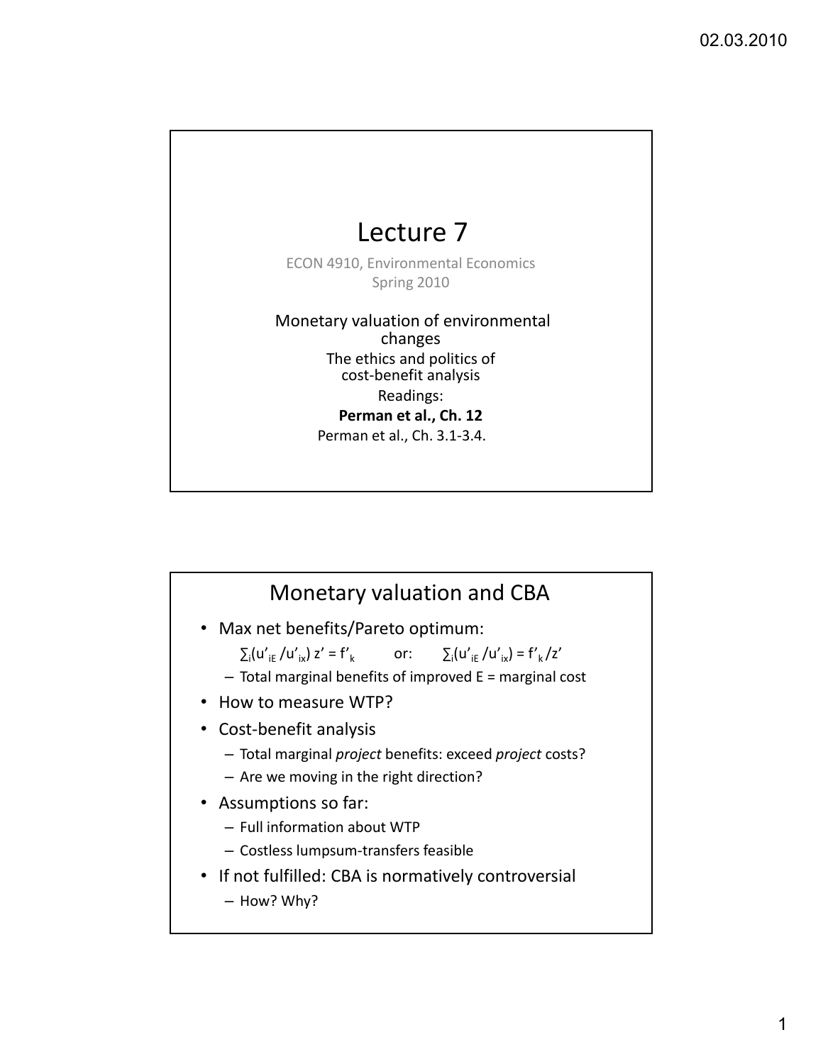# Lecture 7

ECON 4910, Environmental Economics
Spring 2010

Monetary valuation of environmental changes

The ethics and politics of cost-benefit analysis

Readings:

**Perman et al., Ch. 12**

Perman et al., Ch. 3.1-3.4.

## Monetary valuation and CBA

- Max net benefits/Pareto optimum:

  $\sum_i (u'_{iE} / u'_{ix}) z' = f'_k$ or: $\sum_i (u'_{iE} / u'_{ix}) = f'_k / z'$

  - Total marginal benefits of improved E = marginal cost
- How to measure WTP?
- Cost-benefit analysis
  - Total marginal *project* benefits: exceed *project* costs?
  - Are we moving in the right direction?
- Assumptions so far:
  - Full information about WTP
  - Costless lumpsum-transfers feasible
- If not fulfilled: CBA is normatively controversial
  - How? Why?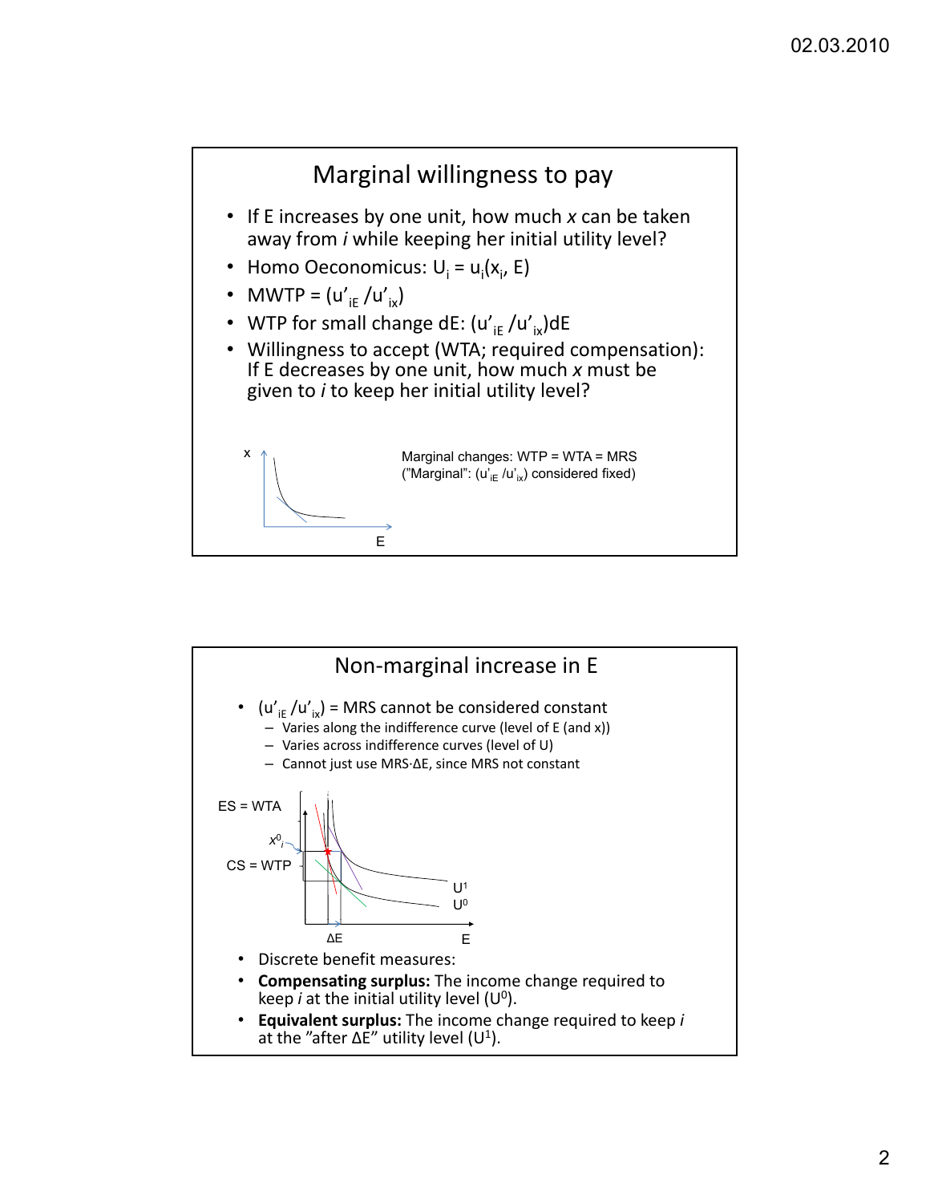## Marginal willingness to pay

- If E increases by one unit, how much *x* can be taken away from *i* while keeping her initial utility level?
- Homo Oeconomicus: $U_i = u_i(x_i, E)$
- MWTP = $(u'_{iE} / u'_{ix})$
- WTP for small change dE: $(u'_{iE} / u'_{ix})dE$
- Willingness to accept (WTA; required compensation): If E decreases by one unit, how much *x* must be given to *i* to keep her initial utility level?

x

E

Marginal changes: WTP = WTA = MRS
("Marginal": $(u'_{iE} / u'_{ix})$ considered fixed)

## Non-marginal increase in E

- $(u'_{iE} / u'_{ix})$ = MRS cannot be considered constant
  - Varies along the indifference curve (level of E (and x))
  - Varies across indifference curves (level of U)
  - Cannot just use MRS·ΔE, since MRS not constant

ES = WTA

$x^0_i$

CS = WTP

$U^1$

$U^0$

ΔE

E

- Discrete benefit measures:
- **Compensating surplus:** The income change required to keep *i* at the initial utility level ($U^0$).
- **Equivalent surplus:** The income change required to keep *i* at the "after ΔE" utility level ($U^1$).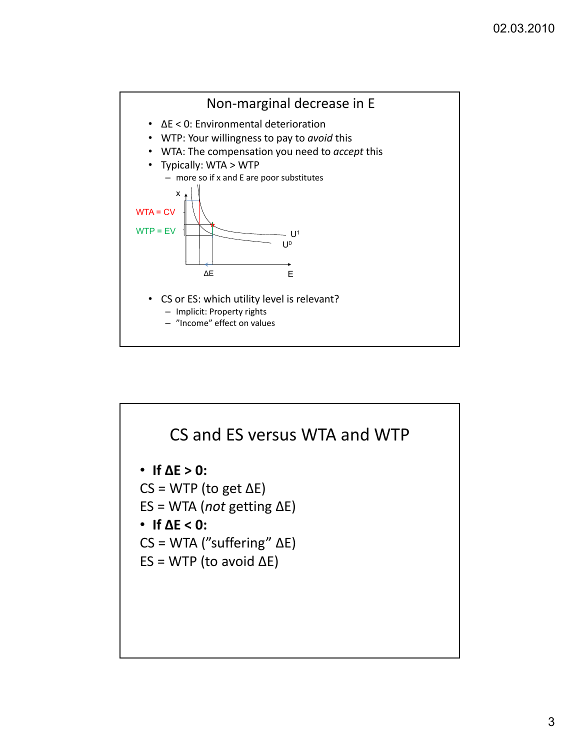## Non-marginal decrease in E

- $\Delta E < 0$: Environmental deterioration
- WTP: Your willingness to pay to *avoid* this
- WTA: The compensation you need to *accept* this
- Typically: WTA > WTP
  - more so if x and E are poor substitutes

WTA = CV

WTP = EV

x

$U^1$

$U^0$

$\Delta E$

E

- CS or ES: which utility level is relevant?
  - Implicit: Property rights
  - "Income" effect on values

## CS and ES versus WTA and WTP

- **If $\Delta E > 0$:**

CS = WTP (to get $\Delta E$)

ES = WTA (*not* getting $\Delta E$)

- **If $\Delta E < 0$:**

CS = WTA ("suffering" $\Delta E$)

ES = WTP (to avoid $\Delta E$)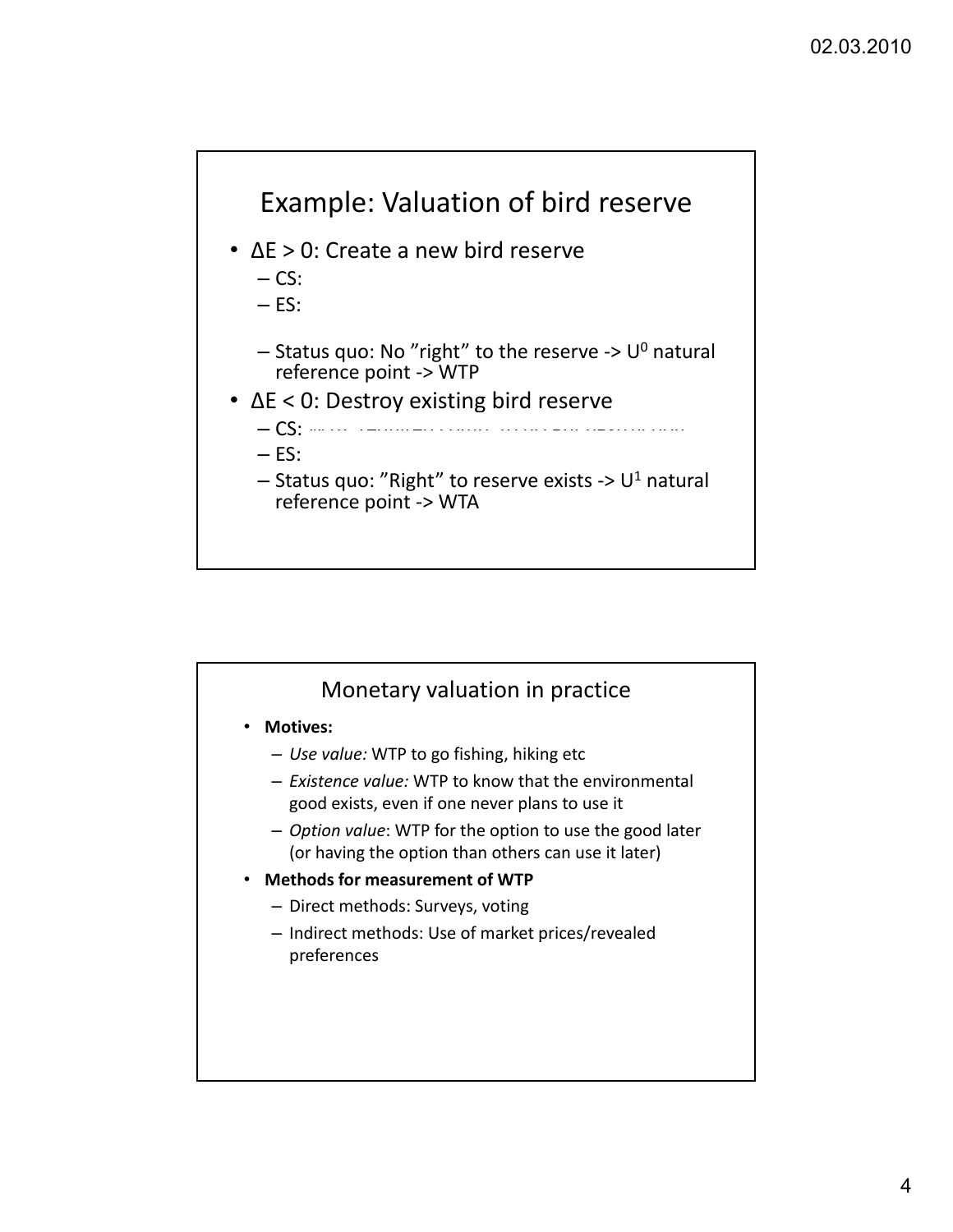## Example: Valuation of bird reserve

- $\Delta E > 0$: Create a new bird reserve
  - CS:
  - ES:
  - Status quo: No "right" to the reserve -> $U^0$ natural reference point -> WTP
- $\Delta E < 0$: Destroy existing bird reserve
  - CS:
  - ES:
  - Status quo: "Right" to reserve exists -> $U^1$ natural reference point -> WTA

## Monetary valuation in practice

- **Motives:**
  - *Use value:* WTP to go fishing, hiking etc
  - *Existence value:* WTP to know that the environmental good exists, even if one never plans to use it
  - *Option value*: WTP for the option to use the good later (or having the option than others can use it later)
- **Methods for measurement of WTP**
  - Direct methods: Surveys, voting
  - Indirect methods: Use of market prices/revealed preferences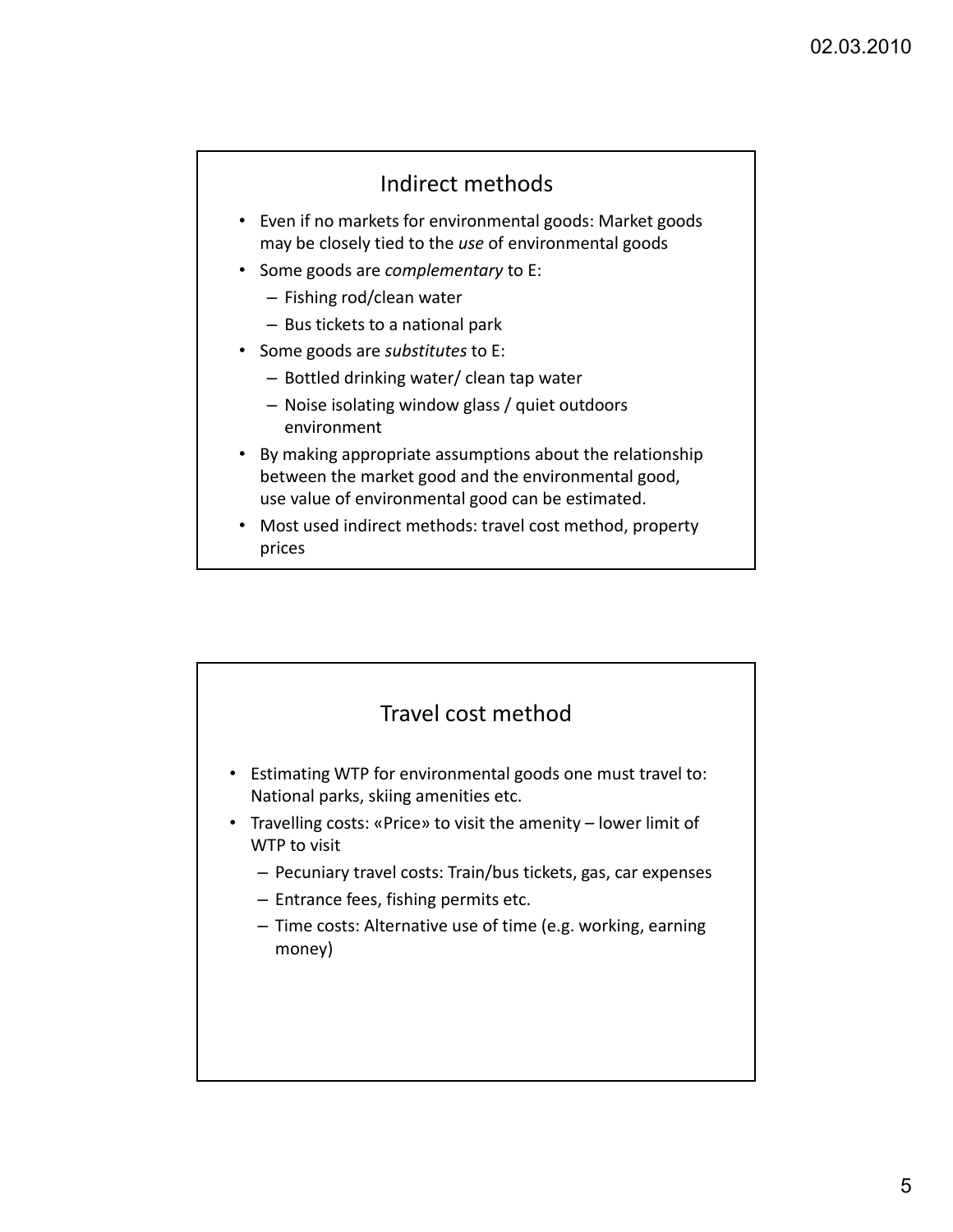## Indirect methods

- Even if no markets for environmental goods: Market goods may be closely tied to the *use* of environmental goods
- Some goods are *complementary* to E:
  - Fishing rod/clean water
  - Bus tickets to a national park
- Some goods are *substitutes* to E:
  - Bottled drinking water/ clean tap water
  - Noise isolating window glass / quiet outdoors environment
- By making appropriate assumptions about the relationship between the market good and the environmental good, use value of environmental good can be estimated.
- Most used indirect methods: travel cost method, property prices

## Travel cost method

- Estimating WTP for environmental goods one must travel to: National parks, skiing amenities etc.
- Travelling costs: «Price» to visit the amenity – lower limit of WTP to visit
  - Pecuniary travel costs: Train/bus tickets, gas, car expenses
  - Entrance fees, fishing permits etc.
  - Time costs: Alternative use of time (e.g. working, earning money)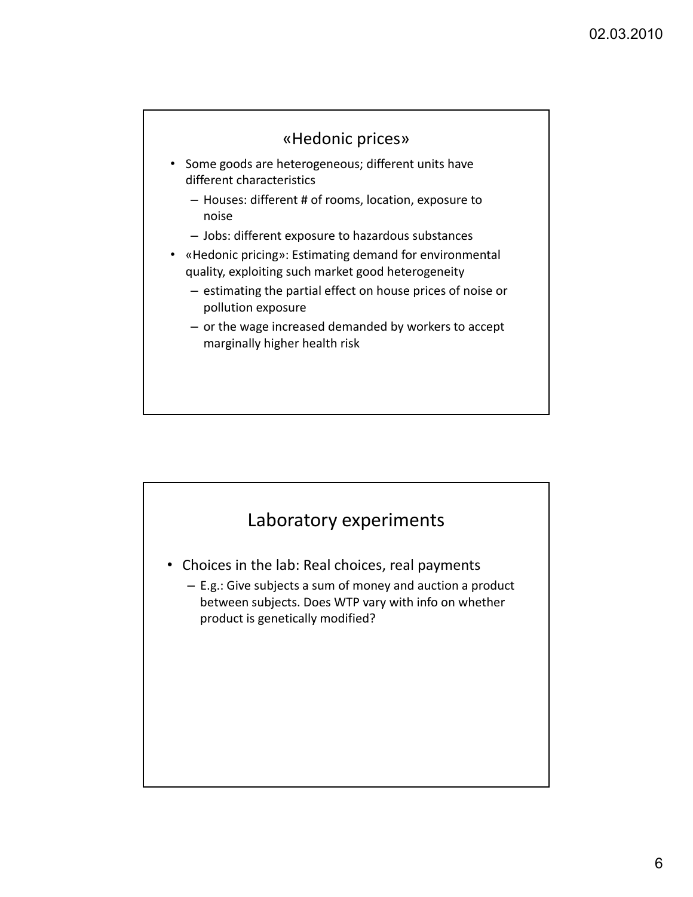## «Hedonic prices»

- Some goods are heterogeneous; different units have different characteristics
  - Houses: different # of rooms, location, exposure to noise
  - Jobs: different exposure to hazardous substances
- «Hedonic pricing»: Estimating demand for environmental quality, exploiting such market good heterogeneity
  - estimating the partial effect on house prices of noise or pollution exposure
  - or the wage increased demanded by workers to accept marginally higher health risk

## Laboratory experiments

- Choices in the lab: Real choices, real payments
  - E.g.: Give subjects a sum of money and auction a product between subjects. Does WTP vary with info on whether product is genetically modified?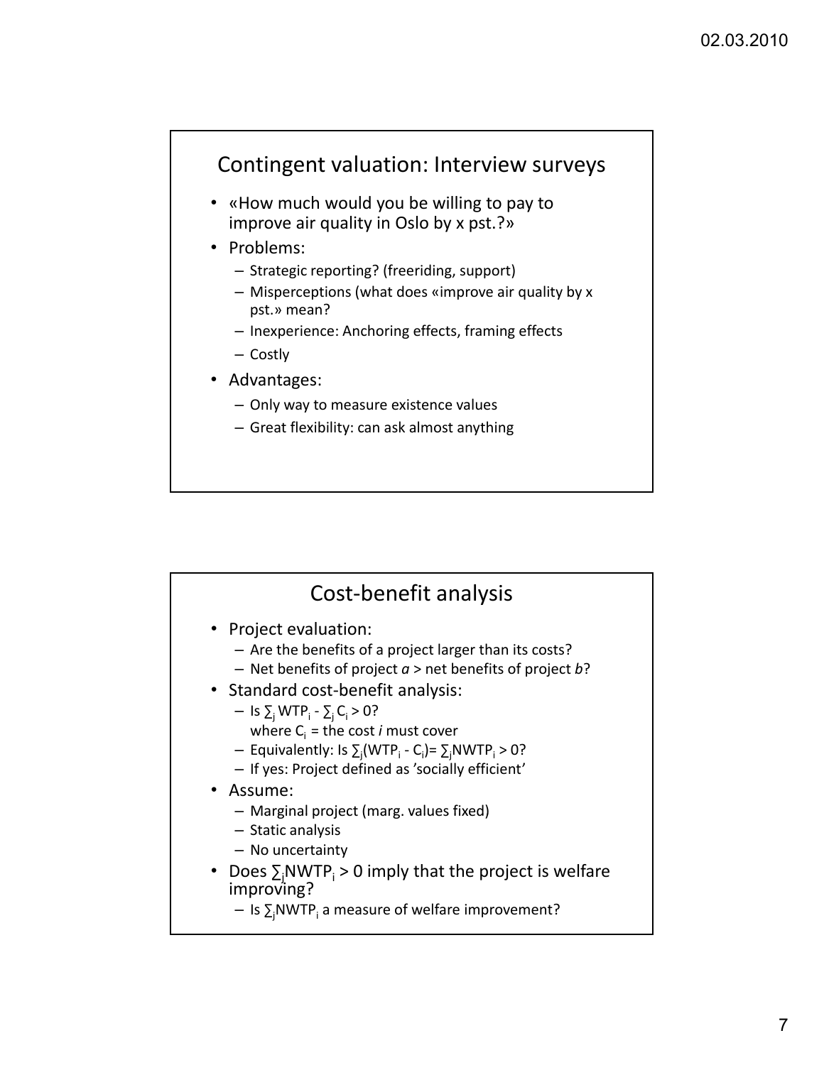## Contingent valuation: Interview surveys

- «How much would you be willing to pay to improve air quality in Oslo by x pst.?»
- Problems:
  - Strategic reporting? (freeriding, support)
  - Misperceptions (what does «improve air quality by x pst.» mean?
  - Inexperience: Anchoring effects, framing effects
  - Costly
- Advantages:
  - Only way to measure existence values
  - Great flexibility: can ask almost anything

## Cost-benefit analysis

- Project evaluation:
  - Are the benefits of a project larger than its costs?
  - Net benefits of project *a* > net benefits of project *b*?
- Standard cost-benefit analysis:
  - Is $\sum_j WTP_i - \sum_j C_i > 0$?
    where $C_i$ = the cost *i* must cover
  - Equivalently: Is $\sum_j (WTP_i - C_i) = \sum_j NWTP_i > 0$?
  - If yes: Project defined as 'socially efficient'
- Assume:
  - Marginal project (marg. values fixed)
  - Static analysis
  - No uncertainty
- Does $\sum_j NWTP_i > 0$ imply that the project is welfare improving?
  - Is $\sum_j NWTP_i$ a measure of welfare improvement?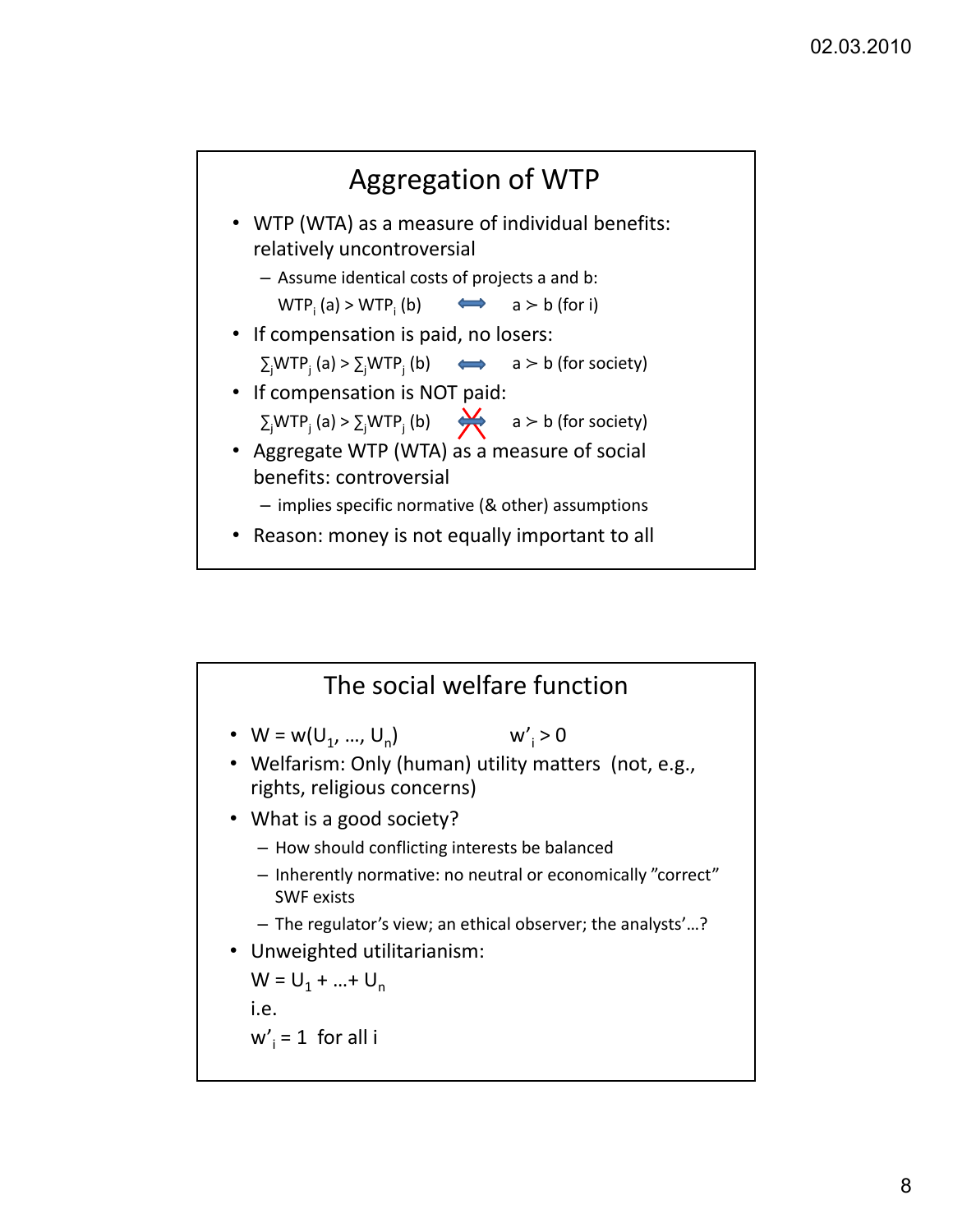## Aggregation of WTP

- WTP (WTA) as a measure of individual benefits: relatively uncontroversial
  - Assume identical costs of projects a and b:

    $WTP_i(a) > WTP_i(b) \Leftrightarrow a \succ b$ (for i)
- If compensation is paid, no losers:

  $\sum_j WTP_j(a) > \sum_j WTP_j(b) \Leftrightarrow a \succ b$ (for society)
- If compensation is NOT paid:

  $\sum_j WTP_j(a) > \sum_j WTP_j(b) \not\Leftrightarrow a \succ b$ (for society)
- Aggregate WTP (WTA) as a measure of social benefits: controversial
  - implies specific normative (& other) assumptions
- Reason: money is not equally important to all

## The social welfare function

- $W = w(U_1, \ldots, U_n) \qquad w'_i > 0$
- Welfarism: Only (human) utility matters (not, e.g., rights, religious concerns)
- What is a good society?
  - How should conflicting interests be balanced
  - Inherently normative: no neutral or economically "correct" SWF exists
  - The regulator's view; an ethical observer; the analysts'…?
- Unweighted utilitarianism:

  $W = U_1 + \ldots + U_n$

  i.e.

  $w'_i = 1$ for all i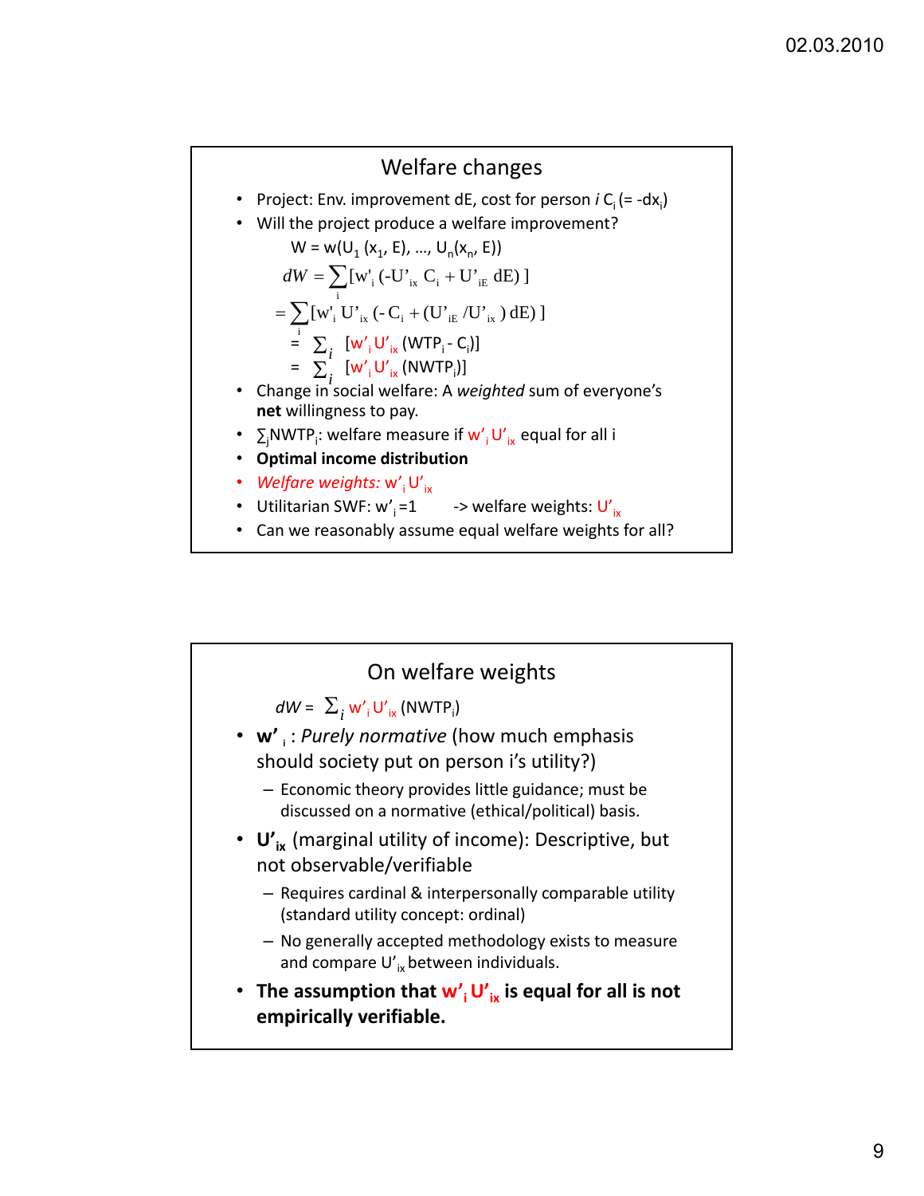## Welfare changes

- Project: Env. improvement dE, cost for person *i* $C_i$ (= $-dx_i$)
- Will the project produce a welfare improvement?

$$W = w(U_1(x_1, E), \ldots, U_n(x_n, E))$$

$$dW = \sum_i [w'_i (-U'_{ix} C_i + U'_{iE} dE)]$$

$$= \sum_i [w'_i U'_{ix} (-C_i + (U'_{iE} / U'_{ix}) dE)]$$

$$= \sum_i [w'_i U'_{ix} (WTP_i - C_i)]$$

$$= \sum_i [w'_i U'_{ix} (NWTP_i)]$$

- Change in social welfare: A *weighted* sum of everyone's **net** willingness to pay.
- $\sum_j NWTP_i$: welfare measure if $w'_i U'_{ix}$ equal for all i
- **Optimal income distribution**
- *Welfare weights:* $w'_i U'_{ix}$
- Utilitarian SWF: $w'_i = 1$ -> welfare weights: $U'_{ix}$
- Can we reasonably assume equal welfare weights for all?

## On welfare weights

$$dW = \sum_i w'_i U'_{ix} (NWTP_i)$$

- **$w'_i$** : *Purely normative* (how much emphasis should society put on person i's utility?)
  - Economic theory provides little guidance; must be discussed on a normative (ethical/political) basis.
- **$U'_{ix}$** (marginal utility of income): Descriptive, but not observable/verifiable
  - Requires cardinal & interpersonally comparable utility (standard utility concept: ordinal)
  - No generally accepted methodology exists to measure and compare $U'_{ix}$ between individuals.
- **The assumption that $w'_i U'_{ix}$ is equal for all is not empirically verifiable.**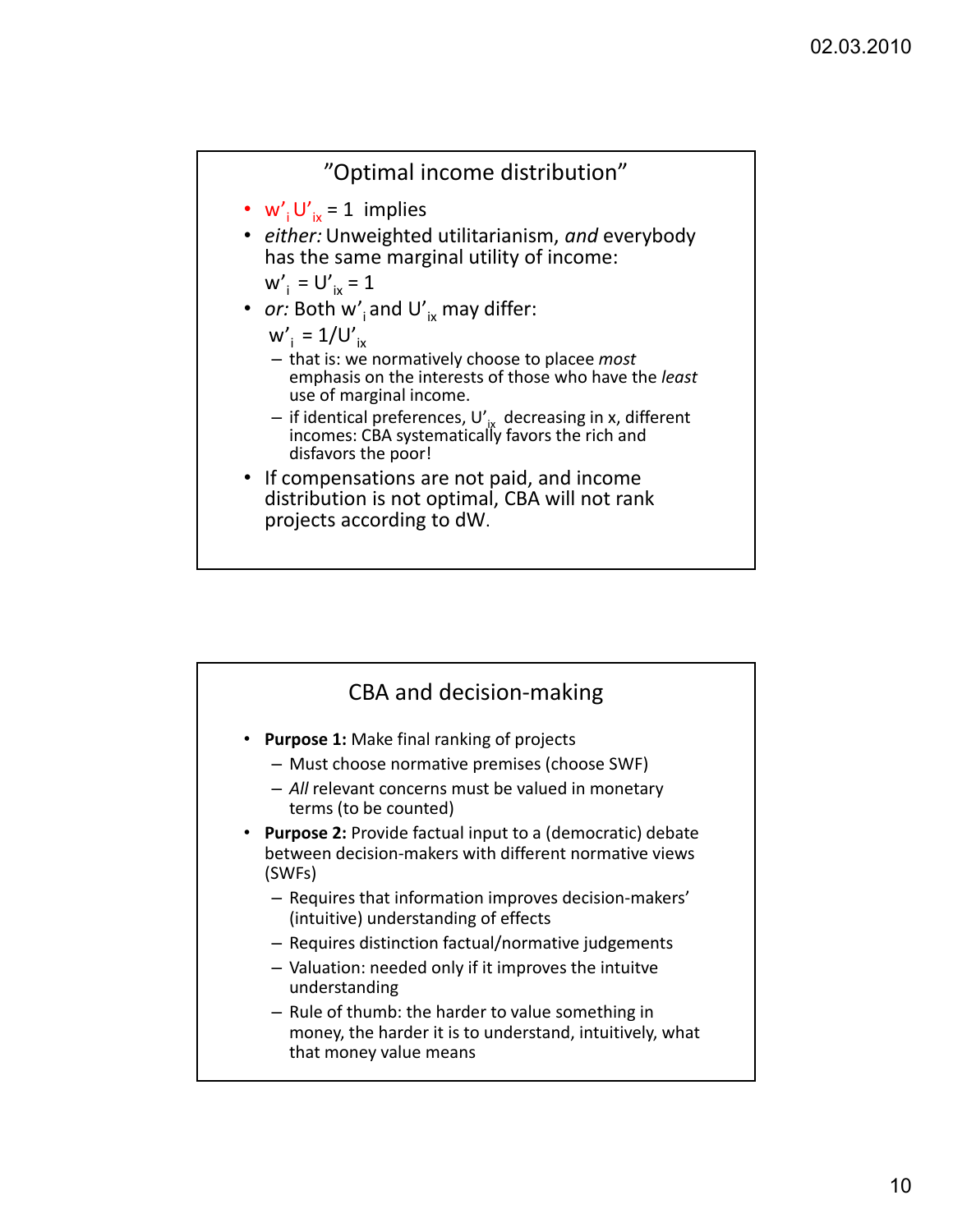## "Optimal income distribution"

- $w'_i U'_{ix} = 1$ implies
- *either:* Unweighted utilitarianism, *and* everybody has the same marginal utility of income:
  $w'_i = U'_{ix} = 1$
- *or:* Both $w'_i$ and $U'_{ix}$ may differ:
  $w'_i = 1/U'_{ix}$
  - that is: we normatively choose to placee *most* emphasis on the interests of those who have the *least* use of marginal income.
  - if identical preferences, $U'_{ix}$ decreasing in x, different incomes: CBA systematically favors the rich and disfavors the poor!
- If compensations are not paid, and income distribution is not optimal, CBA will not rank projects according to dW.

## CBA and decision-making

- **Purpose 1:** Make final ranking of projects
  - Must choose normative premises (choose SWF)
  - *All* relevant concerns must be valued in monetary terms (to be counted)
- **Purpose 2:** Provide factual input to a (democratic) debate between decision-makers with different normative views (SWFs)
  - Requires that information improves decision-makers' (intuitive) understanding of effects
  - Requires distinction factual/normative judgements
  - Valuation: needed only if it improves the intuitve understanding
  - Rule of thumb: the harder to value something in money, the harder it is to understand, intuitively, what that money value means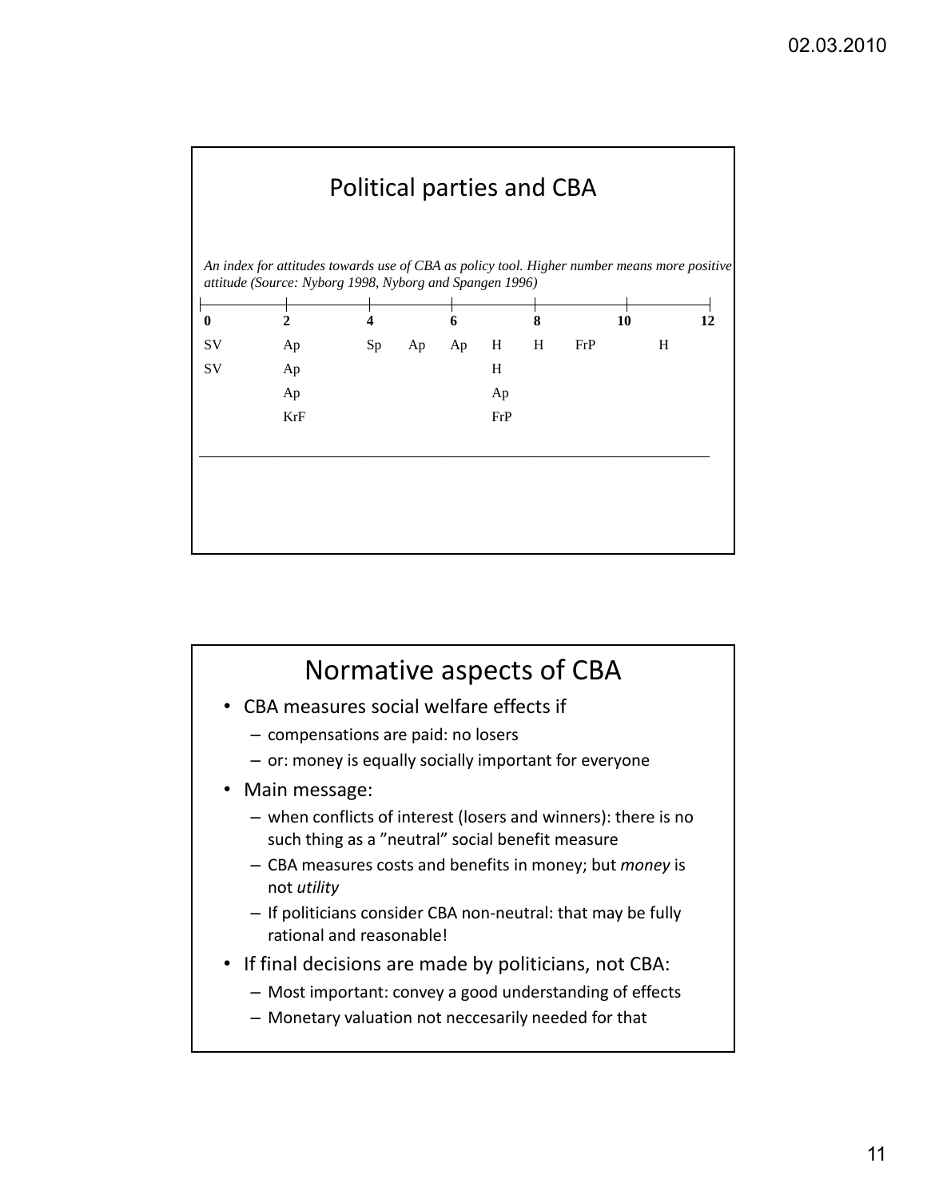## Political parties and CBA

*An index for attitudes towards use of CBA as policy tool. Higher number means more positive attitude (Source: Nyborg 1998, Nyborg and Spangen 1996)*

| 0 | 2 | 4 | | 6 | | 8 | | 10 | | 12 |
|---|---|---|---|---|---|---|---|---|---|---|
| SV | Ap | Sp | Ap | Ap | H | H | FrP | | H | |
| SV | Ap | | | | H | | | | | |
| | Ap | | | | Ap | | | | | |
| | KrF | | | | FrP | | | | | |

## Normative aspects of CBA

- CBA measures social welfare effects if
  - compensations are paid: no losers
  - or: money is equally socially important for everyone
- Main message:
  - when conflicts of interest (losers and winners): there is no such thing as a "neutral" social benefit measure
  - CBA measures costs and benefits in money; but *money* is not *utility*
  - If politicians consider CBA non-neutral: that may be fully rational and reasonable!
- If final decisions are made by politicians, not CBA:
  - Most important: convey a good understanding of effects
  - Monetary valuation not neccesarily needed for that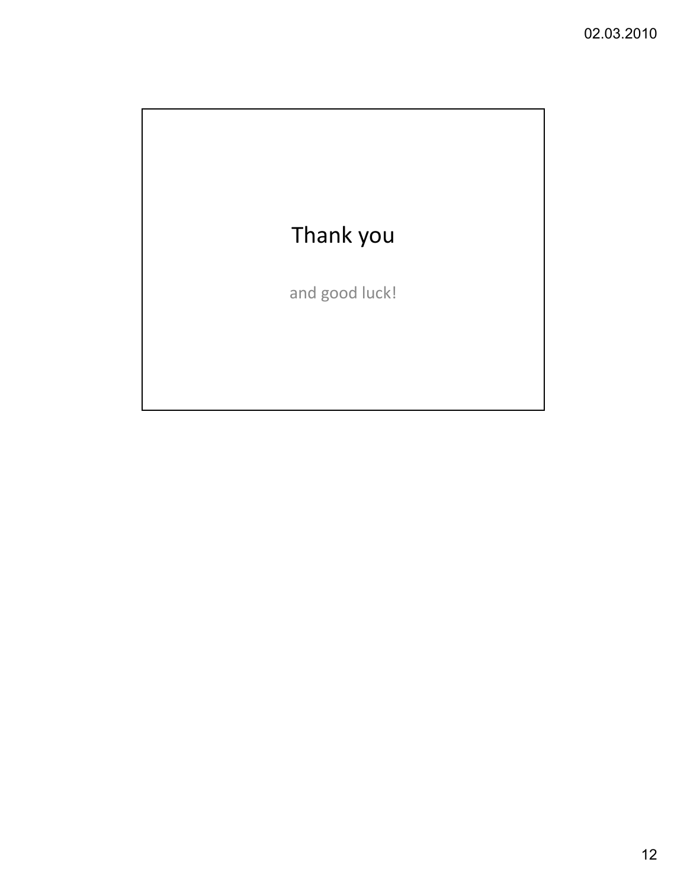# Thank you

and good luck!